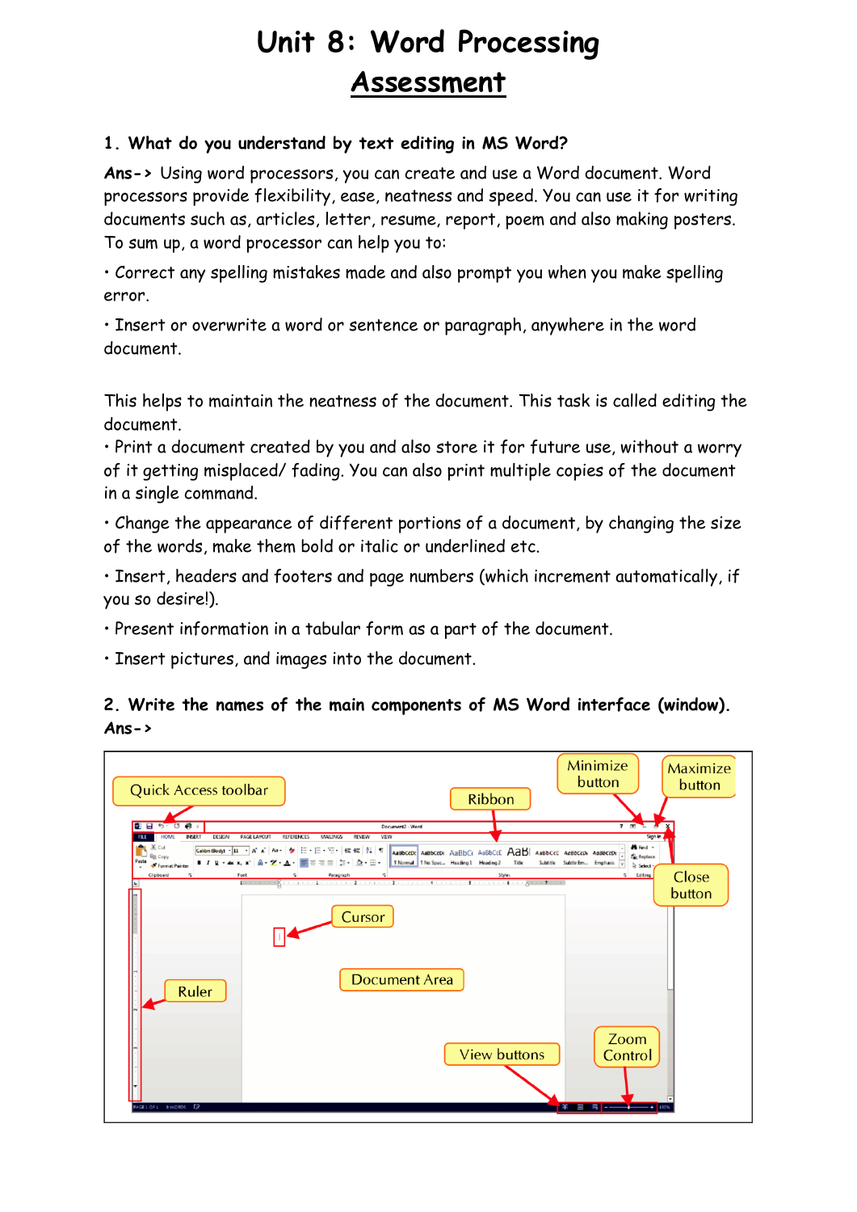# Unit 8: Word Processing

## Assessment

**1. What do you understand by text editing in MS Word?**

**Ans->** Using word processors, you can create and use a Word document. Word processors provide flexibility, ease, neatness and speed. You can use it for writing documents such as, articles, letter, resume, report, poem and also making posters. To sum up, a word processor can help you to:

• Correct any spelling mistakes made and also prompt you when you make spelling error.

• Insert or overwrite a word or sentence or paragraph, anywhere in the word document.

This helps to maintain the neatness of the document. This task is called editing the document.

• Print a document created by you and also store it for future use, without a worry of it getting misplaced/ fading. You can also print multiple copies of the document in a single command.

• Change the appearance of different portions of a document, by changing the size of the words, make them bold or italic or underlined etc.

• Insert, headers and footers and page numbers (which increment automatically, if you so desire!).

• Present information in a tabular form as a part of the document.

• Insert pictures, and images into the document.

**2. Write the names of the main components of MS Word interface (window).**

**Ans->**

Quick Access toolbar, Ribbon, Minimize button, Maximize button, Close button, Cursor, Ruler, Document Area, View buttons, Zoom Control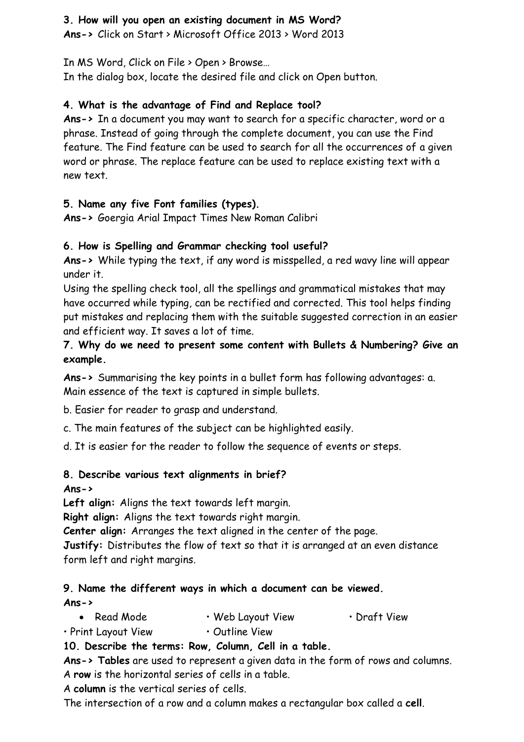**3. How will you open an existing document in MS Word?**
**Ans->** Click on Start > Microsoft Office 2013 > Word 2013

In MS Word, Click on File > Open > Browse…
In the dialog box, locate the desired file and click on Open button.

**4. What is the advantage of Find and Replace tool?**
**Ans->** In a document you may want to search for a specific character, word or a phrase. Instead of going through the complete document, you can use the Find feature. The Find feature can be used to search for all the occurrences of a given word or phrase. The replace feature can be used to replace existing text with a new text.

**5. Name any five Font families (types).**
**Ans->** Goergia Arial Impact Times New Roman Calibri

**6. How is Spelling and Grammar checking tool useful?**
**Ans->** While typing the text, if any word is misspelled, a red wavy line will appear under it.
Using the spelling check tool, all the spellings and grammatical mistakes that may have occurred while typing, can be rectified and corrected. This tool helps finding put mistakes and replacing them with the suitable suggested correction in an easier and efficient way. It saves a lot of time.

**7. Why do we need to present some content with Bullets & Numbering? Give an example.**

**Ans->** Summarising the key points in a bullet form has following advantages: a. Main essence of the text is captured in simple bullets.

b. Easier for reader to grasp and understand.

c. The main features of the subject can be highlighted easily.

d. It is easier for the reader to follow the sequence of events or steps.

**8. Describe various text alignments in brief?**
**Ans->**
**Left align:** Aligns the text towards left margin.
**Right align:** Aligns the text towards right margin.
**Center align:** Arranges the text aligned in the center of the page.
**Justify:** Distributes the flow of text so that it is arranged at an even distance form left and right margins.

**9. Name the different ways in which a document can be viewed.**
**Ans->**

- Read Mode
- Web Layout View
- Draft View
- Print Layout View
- Outline View

**10. Describe the terms: Row, Column, Cell in a table.**
**Ans-> Tables** are used to represent a given data in the form of rows and columns.
A **row** is the horizontal series of cells in a table.
A **column** is the vertical series of cells.
The intersection of a row and a column makes a rectangular box called a **cell**.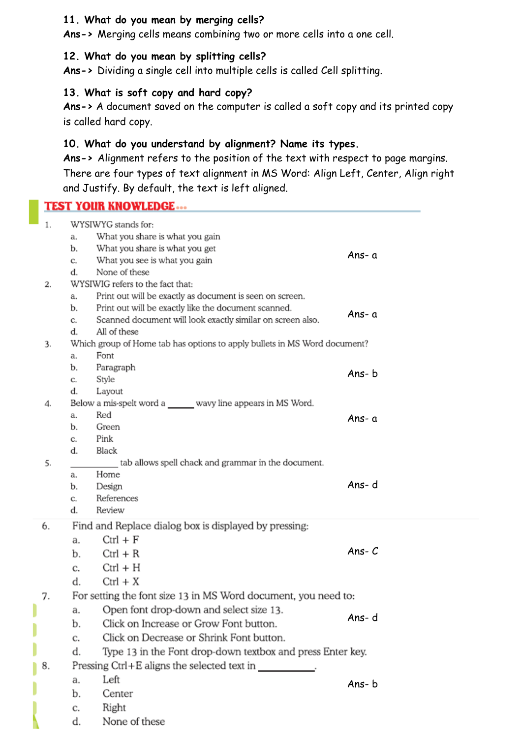**11. What do you mean by merging cells?**

**Ans->** Merging cells means combining two or more cells into a one cell.

**12. What do you mean by splitting cells?**

**Ans->** Dividing a single cell into multiple cells is called Cell splitting.

**13. What is soft copy and hard copy?**

**Ans->** A document saved on the computer is called a soft copy and its printed copy is called hard copy.

**10. What do you understand by alignment? Name its types.**

**Ans->** Alignment refers to the position of the text with respect to page margins. There are four types of text alignment in MS Word: Align Left, Center, Align right and Justify. By default, the text is left aligned.

## TEST YOUR KNOWLEDGE...

1. WYSIWYG stands for:
   a. What you share is what you gain
   b. What you share is what you get
   c. What you see is what you gain
   d. None of these

   Ans- a

2. WYSIWIG refers to the fact that:
   a. Print out will be exactly as document is seen on screen.
   b. Print out will be exactly like the document scanned.
   c. Scanned document will look exactly similar on screen also.
   d. All of these

   Ans- a

3. Which group of Home tab has options to apply bullets in MS Word document?
   a. Font
   b. Paragraph
   c. Style
   d. Layout

   Ans- b

4. Below a mis-spelt word a _____ wavy line appears in MS Word.
   a. Red
   b. Green
   c. Pink
   d. Black

   Ans- a

5. __________ tab allows spell chack and grammar in the document.
   a. Home
   b. Design
   c. References
   d. Review

   Ans- d

6. Find and Replace dialog box is displayed by pressing:
   a. Ctrl + F
   b. Ctrl + R
   c. Ctrl + H
   d. Ctrl + X

   Ans- C

7. For setting the font size 13 in MS Word document, you need to:
   a. Open font drop-down and select size 13.
   b. Click on Increase or Grow Font button.
   c. Click on Decrease or Shrink Font button.
   d. Type 13 in the Font drop-down textbox and press Enter key.

   Ans- d

8. Pressing Ctrl+E aligns the selected text in __________.
   a. Left
   b. Center
   c. Right
   d. None of these

   Ans- b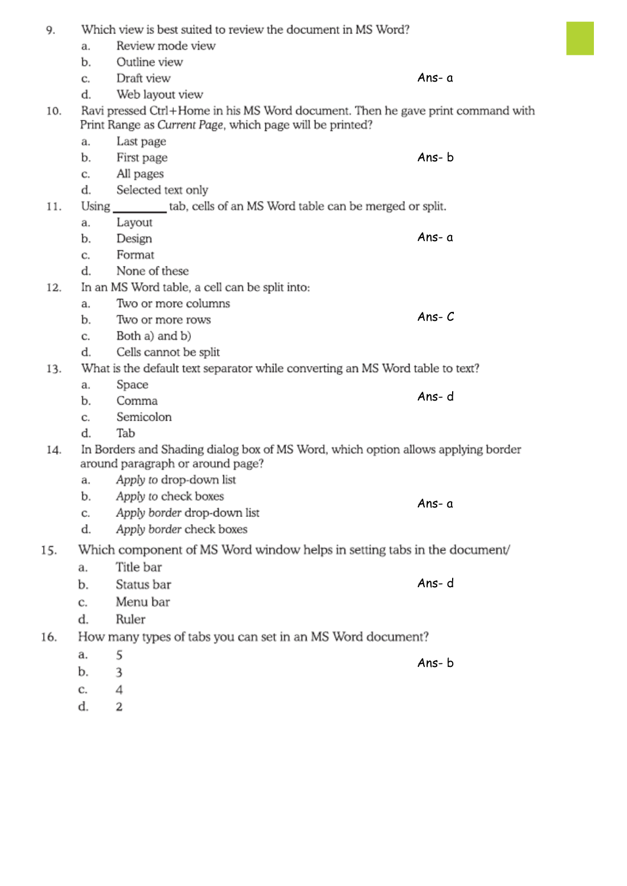9. Which view is best suited to review the document in MS Word?
   a. Review mode view
   b. Outline view
   c. Draft view
   d. Web layout view

   Ans- a

10. Ravi pressed Ctrl+Home in his MS Word document. Then he gave print command with Print Range as *Current Page*, which page will be printed?
    a. Last page
    b. First page
    c. All pages
    d. Selected text only

    Ans- b

11. Using ________ tab, cells of an MS Word table can be merged or split.
    a. Layout
    b. Design
    c. Format
    d. None of these

    Ans- a

12. In an MS Word table, a cell can be split into:
    a. Two or more columns
    b. Two or more rows
    c. Both a) and b)
    d. Cells cannot be split

    Ans- C

13. What is the default text separator while converting an MS Word table to text?
    a. Space
    b. Comma
    c. Semicolon
    d. Tab

    Ans- d

14. In Borders and Shading dialog box of MS Word, which option allows applying border around paragraph or around page?
    a. *Apply to* drop-down list
    b. *Apply to* check boxes
    c. *Apply border* drop-down list
    d. *Apply border* check boxes

    Ans- a

15. Which component of MS Word window helps in setting tabs in the document/
    a. Title bar
    b. Status bar
    c. Menu bar
    d. Ruler

    Ans- d

16. How many types of tabs you can set in an MS Word document?
    a. 5
    b. 3
    c. 4
    d. 2

    Ans- b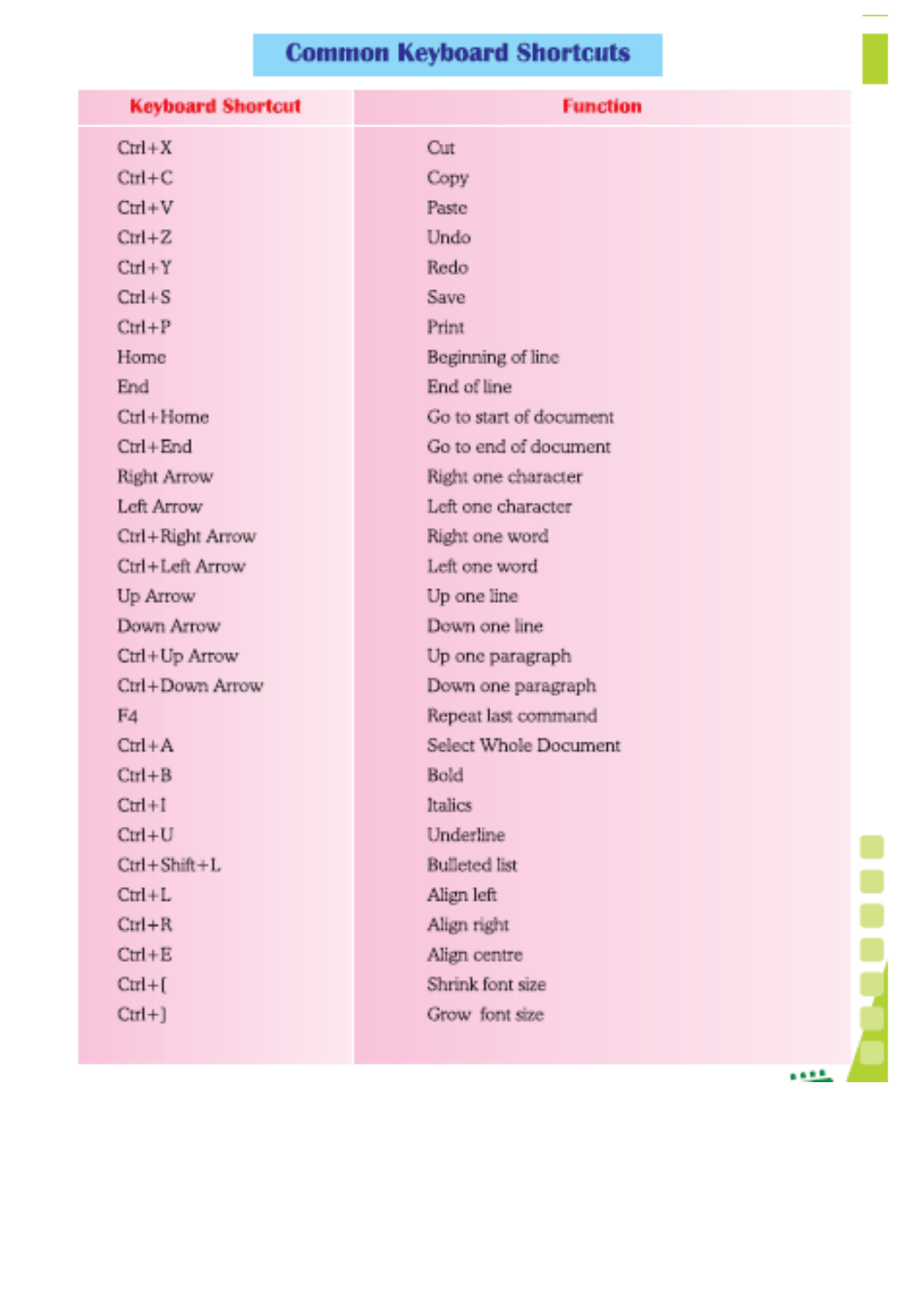# Common Keyboard Shortcuts

| Keyboard Shortcut | Function |
|---|---|
| Ctrl+X | Cut |
| Ctrl+C | Copy |
| Ctrl+V | Paste |
| Ctrl+Z | Undo |
| Ctrl+Y | Redo |
| Ctrl+S | Save |
| Ctrl+P | Print |
| Home | Beginning of line |
| End | End of line |
| Ctrl+Home | Go to start of document |
| Ctrl+End | Go to end of document |
| Right Arrow | Right one character |
| Left Arrow | Left one character |
| Ctrl+Right Arrow | Right one word |
| Ctrl+Left Arrow | Left one word |
| Up Arrow | Up one line |
| Down Arrow | Down one line |
| Ctrl+Up Arrow | Up one paragraph |
| Ctrl+Down Arrow | Down one paragraph |
| F4 | Repeat last command |
| Ctrl+A | Select Whole Document |
| Ctrl+B | Bold |
| Ctrl+I | Italics |
| Ctrl+U | Underline |
| Ctrl+Shift+L | Bulleted list |
| Ctrl+L | Align left |
| Ctrl+R | Align right |
| Ctrl+E | Align centre |
| Ctrl+[ | Shrink font size |
| Ctrl+] | Grow font size |